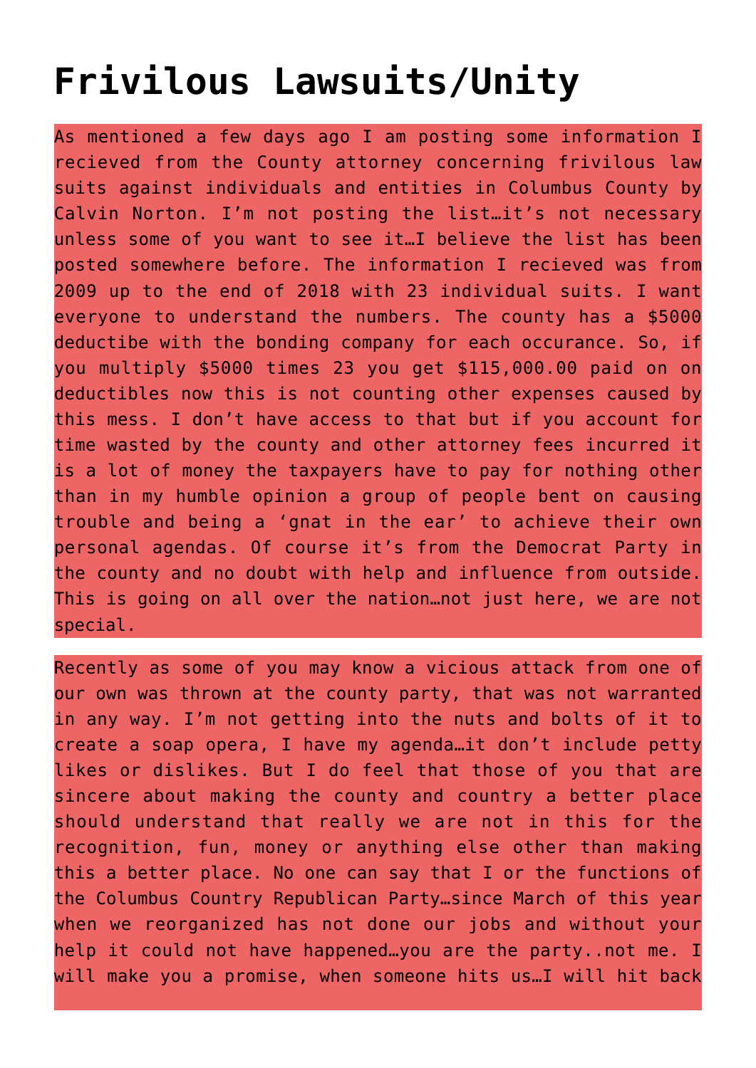# Frivilous Lawsuits/Unity

As mentioned a few days ago I am posting some information I recieved from the County attorney concerning frivilous law suits against individuals and entities in Columbus County by Calvin Norton. I'm not posting the list…it's not necessary unless some of you want to see it…I believe the list has been posted somewhere before. The information I recieved was from 2009 up to the end of 2018 with 23 individual suits. I want everyone to understand the numbers. The county has a $5000 deductibe with the bonding company for each occurance. So, if you multiply $5000 times 23 you get $115,000.00 paid on on deductibles now this is not counting other expenses caused by this mess. I don't have access to that but if you account for time wasted by the county and other attorney fees incurred it is a lot of money the taxpayers have to pay for nothing other than in my humble opinion a group of people bent on causing trouble and being a 'gnat in the ear' to achieve their own personal agendas. Of course it's from the Democrat Party in the county and no doubt with help and influence from outside. This is going on all over the nation…not just here, we are not special.

Recently as some of you may know a vicious attack from one of our own was thrown at the county party, that was not warranted in any way. I'm not getting into the nuts and bolts of it to create a soap opera, I have my agenda…it don't include petty likes or dislikes. But I do feel that those of you that are sincere about making the county and country a better place should understand that really we are not in this for the recognition, fun, money or anything else other than making this a better place. No one can say that I or the functions of the Columbus Country Republican Party…since March of this year when we reorganized has not done our jobs and without your help it could not have happened…you are the party..not me. I will make you a promise, when someone hits us…I will hit back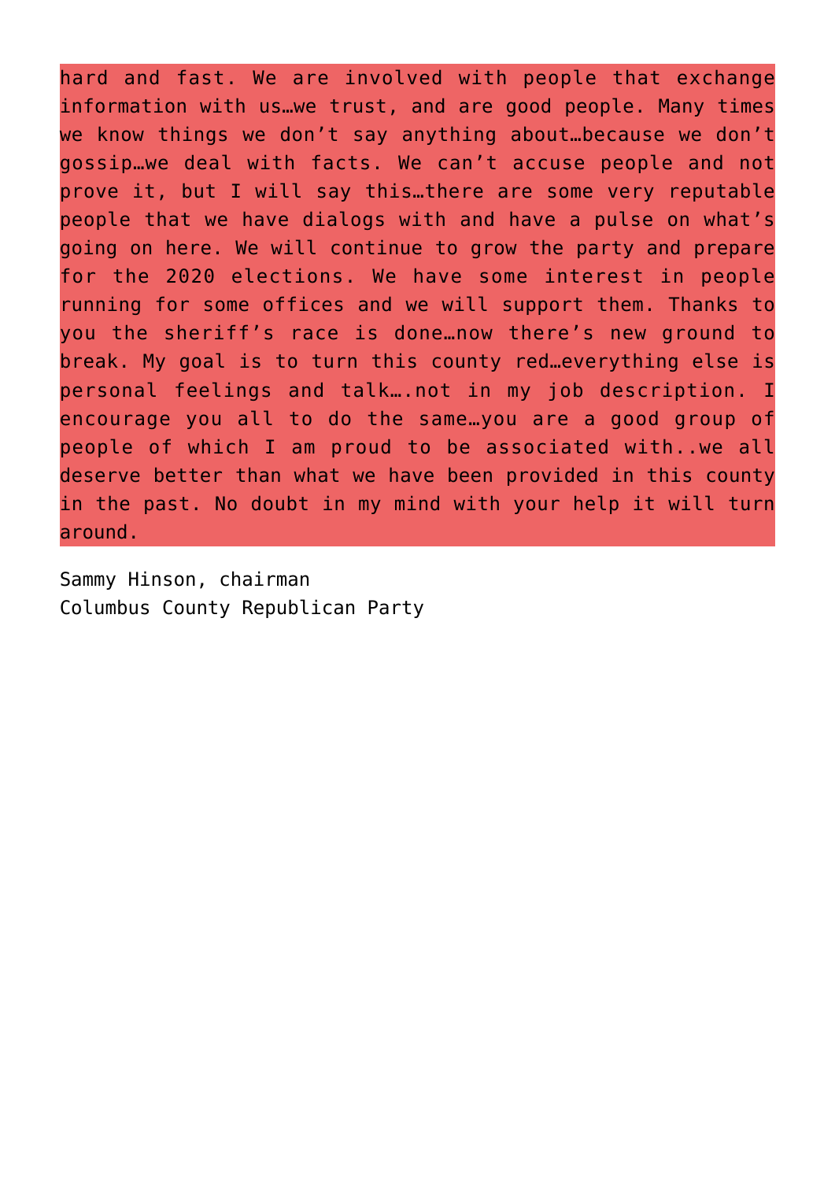hard and fast. We are involved with people that exchange information with us…we trust, and are good people. Many times we know things we don't say anything about…because we don't gossip…we deal with facts. We can't accuse people and not prove it, but I will say this…there are some very reputable people that we have dialogs with and have a pulse on what's going on here. We will continue to grow the party and prepare for the 2020 elections. We have some interest in people running for some offices and we will support them. Thanks to you the sheriff's race is done…now there's new ground to break. My goal is to turn this county red…everything else is personal feelings and talk….not in my job description. I encourage you all to do the same…you are a good group of people of which I am proud to be associated with..we all deserve better than what we have been provided in this county in the past. No doubt in my mind with your help it will turn around.

Sammy Hinson, chairman
Columbus County Republican Party